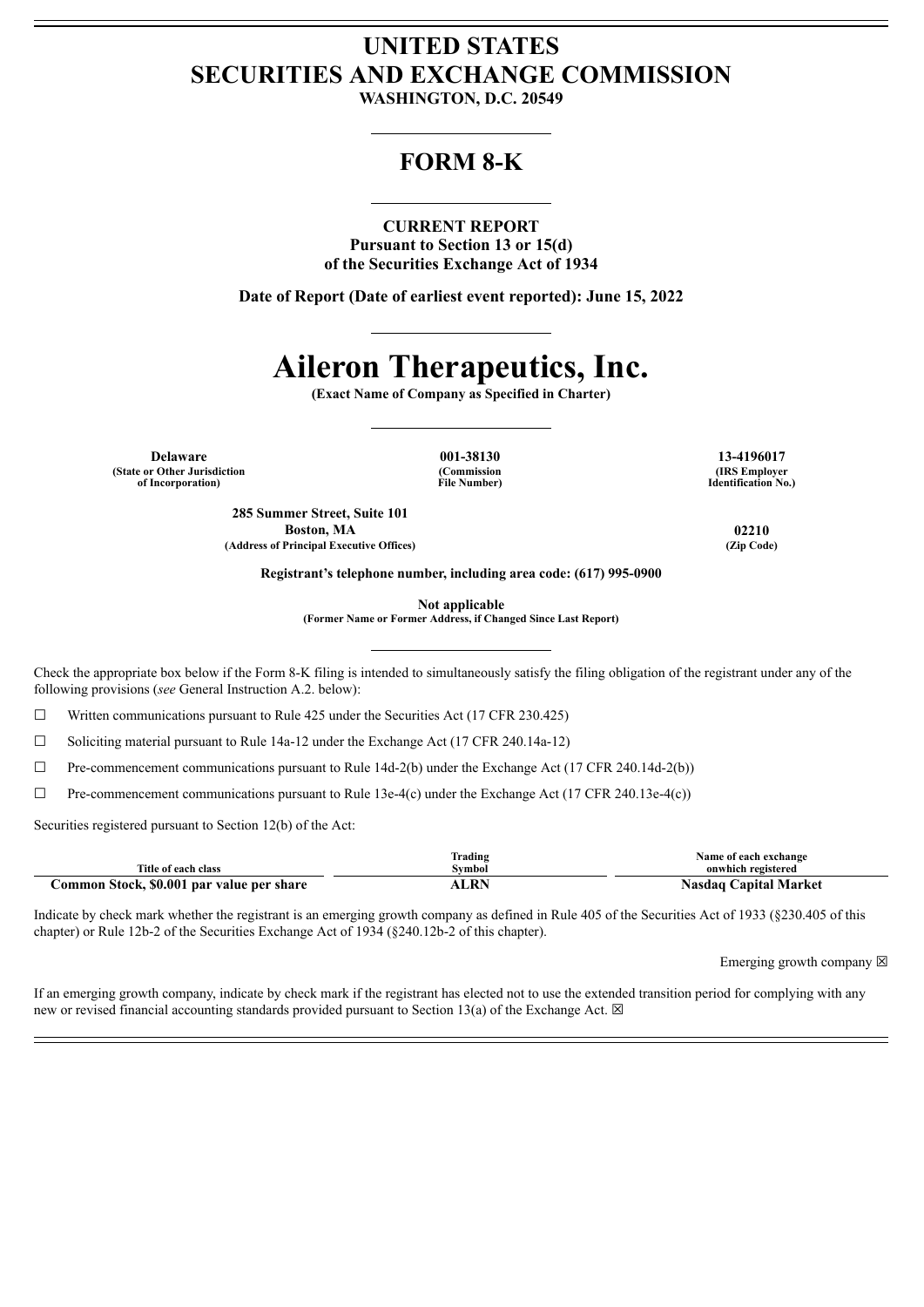# UNITED STATES
# SECURITIES AND EXCHANGE COMMISSION

**WASHINGTON, D.C. 20549**

## FORM 8-K

**CURRENT REPORT**
**Pursuant to Section 13 or 15(d)**
**of the Securities Exchange Act of 1934**

**Date of Report (Date of earliest event reported): June 15, 2022**

# Aileron Therapeutics, Inc.

**(Exact Name of Company as Specified in Charter)**

| **Delaware** | **001-38130** | **13-4196017** |
|---|---|---|
| **(State or Other Jurisdiction of Incorporation)** | **(Commission File Number)** | **(IRS Employer Identification No.)** |

| **285 Summer Street, Suite 101 Boston, MA** | **02210** |
|---|---|
| **(Address of Principal Executive Offices)** | **(Zip Code)** |

**Registrant's telephone number, including area code: (617) 995-0900**

**Not applicable**
**(Former Name or Former Address, if Changed Since Last Report)**

Check the appropriate box below if the Form 8-K filing is intended to simultaneously satisfy the filing obligation of the registrant under any of the following provisions (*see* General Instruction A.2. below):

☐ Written communications pursuant to Rule 425 under the Securities Act (17 CFR 230.425)

☐ Soliciting material pursuant to Rule 14a-12 under the Exchange Act (17 CFR 240.14a-12)

☐ Pre-commencement communications pursuant to Rule 14d-2(b) under the Exchange Act (17 CFR 240.14d-2(b))

☐ Pre-commencement communications pursuant to Rule 13e-4(c) under the Exchange Act (17 CFR 240.13e-4(c))

Securities registered pursuant to Section 12(b) of the Act:

| Title of each class | Trading Symbol | Name of each exchange onwhich registered |
|---|---|---|
| **Common Stock, $0.001 par value per share** | **ALRN** | **Nasdaq Capital Market** |

Indicate by check mark whether the registrant is an emerging growth company as defined in Rule 405 of the Securities Act of 1933 (§230.405 of this chapter) or Rule 12b-2 of the Securities Exchange Act of 1934 (§240.12b-2 of this chapter).

Emerging growth company ☒

If an emerging growth company, indicate by check mark if the registrant has elected not to use the extended transition period for complying with any new or revised financial accounting standards provided pursuant to Section 13(a) of the Exchange Act. ☒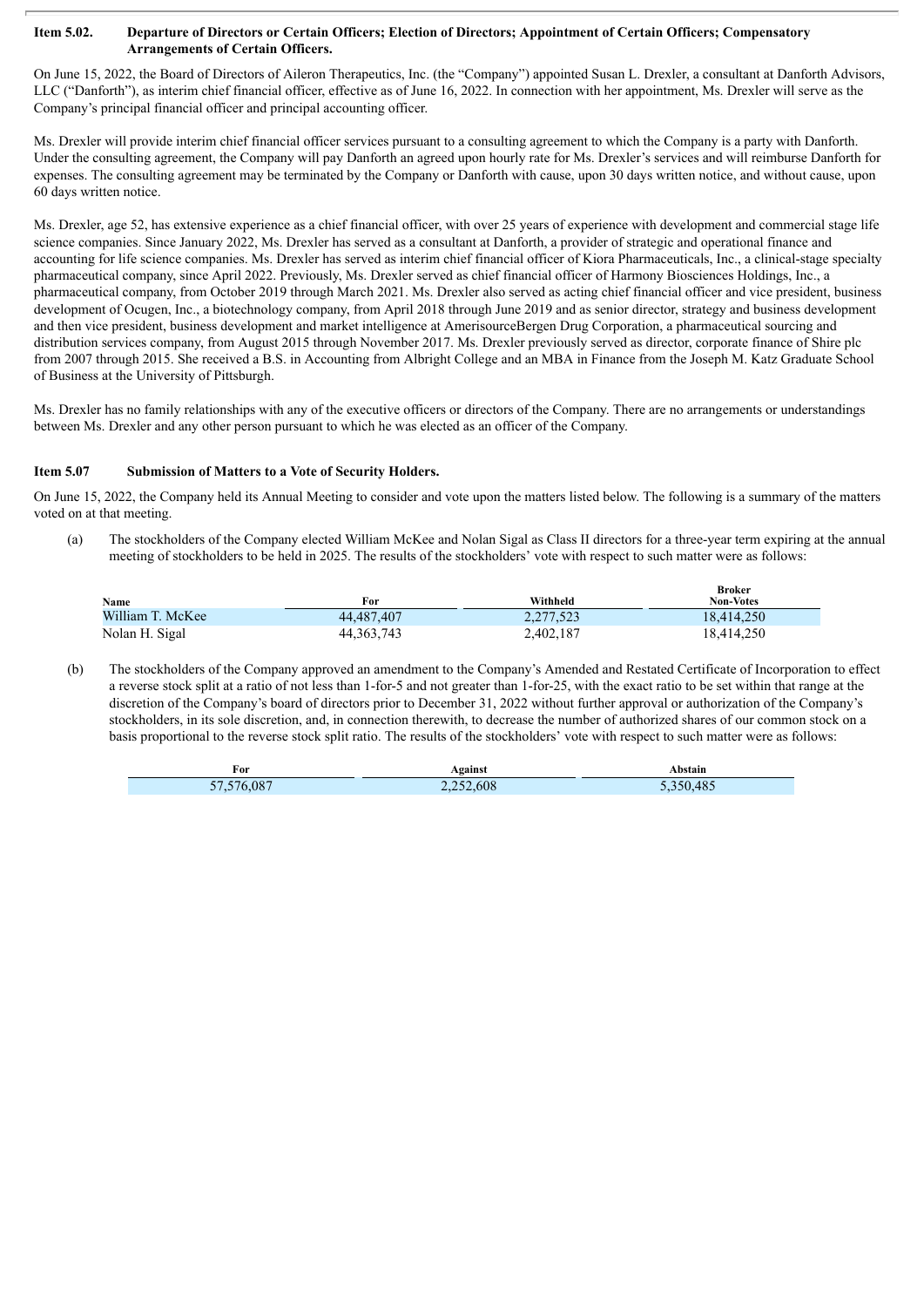**Item 5.02. Departure of Directors or Certain Officers; Election of Directors; Appointment of Certain Officers; Compensatory Arrangements of Certain Officers.**

On June 15, 2022, the Board of Directors of Aileron Therapeutics, Inc. (the "Company") appointed Susan L. Drexler, a consultant at Danforth Advisors, LLC ("Danforth"), as interim chief financial officer, effective as of June 16, 2022. In connection with her appointment, Ms. Drexler will serve as the Company's principal financial officer and principal accounting officer.

Ms. Drexler will provide interim chief financial officer services pursuant to a consulting agreement to which the Company is a party with Danforth. Under the consulting agreement, the Company will pay Danforth an agreed upon hourly rate for Ms. Drexler's services and will reimburse Danforth for expenses. The consulting agreement may be terminated by the Company or Danforth with cause, upon 30 days written notice, and without cause, upon 60 days written notice.

Ms. Drexler, age 52, has extensive experience as a chief financial officer, with over 25 years of experience with development and commercial stage life science companies. Since January 2022, Ms. Drexler has served as a consultant at Danforth, a provider of strategic and operational finance and accounting for life science companies. Ms. Drexler has served as interim chief financial officer of Kiora Pharmaceuticals, Inc., a clinical-stage specialty pharmaceutical company, since April 2022. Previously, Ms. Drexler served as chief financial officer of Harmony Biosciences Holdings, Inc., a pharmaceutical company, from October 2019 through March 2021. Ms. Drexler also served as acting chief financial officer and vice president, business development of Ocugen, Inc., a biotechnology company, from April 2018 through June 2019 and as senior director, strategy and business development and then vice president, business development and market intelligence at AmerisourceBergen Drug Corporation, a pharmaceutical sourcing and distribution services company, from August 2015 through November 2017. Ms. Drexler previously served as director, corporate finance of Shire plc from 2007 through 2015. She received a B.S. in Accounting from Albright College and an MBA in Finance from the Joseph M. Katz Graduate School of Business at the University of Pittsburgh.

Ms. Drexler has no family relationships with any of the executive officers or directors of the Company. There are no arrangements or understandings between Ms. Drexler and any other person pursuant to which he was elected as an officer of the Company.

**Item 5.07 Submission of Matters to a Vote of Security Holders.**

On June 15, 2022, the Company held its Annual Meeting to consider and vote upon the matters listed below. The following is a summary of the matters voted on at that meeting.

(a) The stockholders of the Company elected William McKee and Nolan Sigal as Class II directors for a three-year term expiring at the annual meeting of stockholders to be held in 2025. The results of the stockholders' vote with respect to such matter were as follows:

| Name | For | Withheld | Broker Non-Votes |
|---|---|---|---|
| William T. McKee | 44,487,407 | 2,277,523 | 18,414,250 |
| Nolan H. Sigal | 44,363,743 | 2,402,187 | 18,414,250 |

(b) The stockholders of the Company approved an amendment to the Company's Amended and Restated Certificate of Incorporation to effect a reverse stock split at a ratio of not less than 1-for-5 and not greater than 1-for-25, with the exact ratio to be set within that range at the discretion of the Company's board of directors prior to December 31, 2022 without further approval or authorization of the Company's stockholders, in its sole discretion, and, in connection therewith, to decrease the number of authorized shares of our common stock on a basis proportional to the reverse stock split ratio. The results of the stockholders' vote with respect to such matter were as follows:

| For | Against | Abstain |
|---|---|---|
| 57,576,087 | 2,252,608 | 5,350,485 |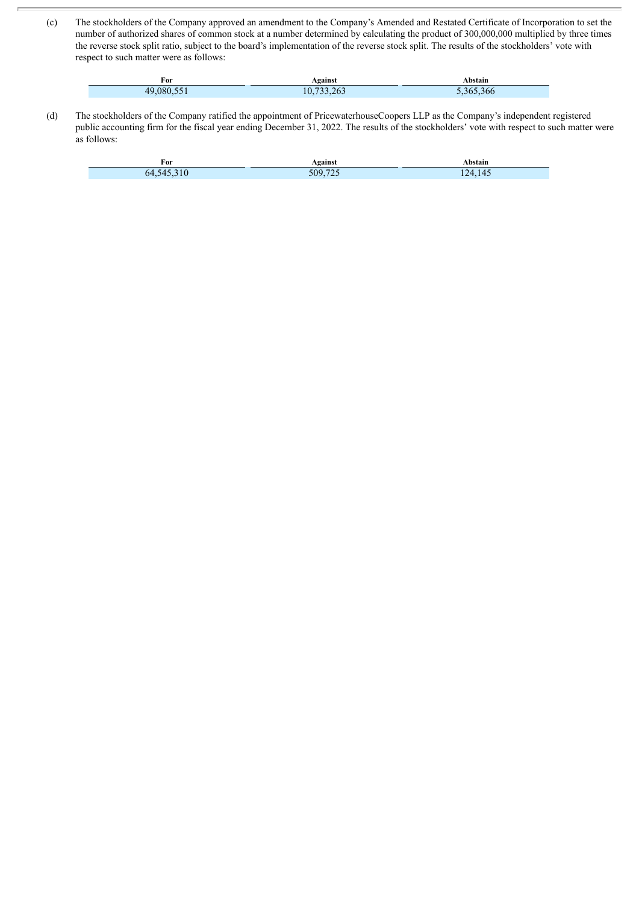(c) The stockholders of the Company approved an amendment to the Company's Amended and Restated Certificate of Incorporation to set the number of authorized shares of common stock at a number determined by calculating the product of 300,000,000 multiplied by three times the reverse stock split ratio, subject to the board's implementation of the reverse stock split. The results of the stockholders' vote with respect to such matter were as follows:

| For | Against | Abstain |
|---|---|---|
| 49,080,551 | 10,733,263 | 5,365,366 |

(d) The stockholders of the Company ratified the appointment of PricewaterhouseCoopers LLP as the Company's independent registered public accounting firm for the fiscal year ending December 31, 2022. The results of the stockholders' vote with respect to such matter were as follows:

| For | Against | Abstain |
|---|---|---|
| 64,545,310 | 509,725 | 124,145 |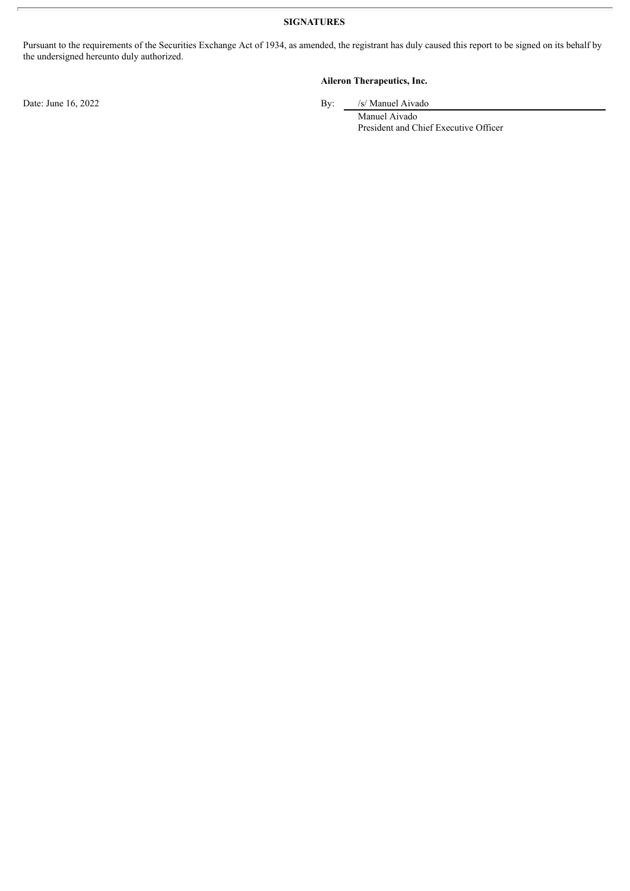**SIGNATURES**

Pursuant to the requirements of the Securities Exchange Act of 1934, as amended, the registrant has duly caused this report to be signed on its behalf by the undersigned hereunto duly authorized.

**Aileron Therapeutics, Inc.**

Date: June 16, 2022

By: /s/ Manuel Aivado

Manuel Aivado
President and Chief Executive Officer